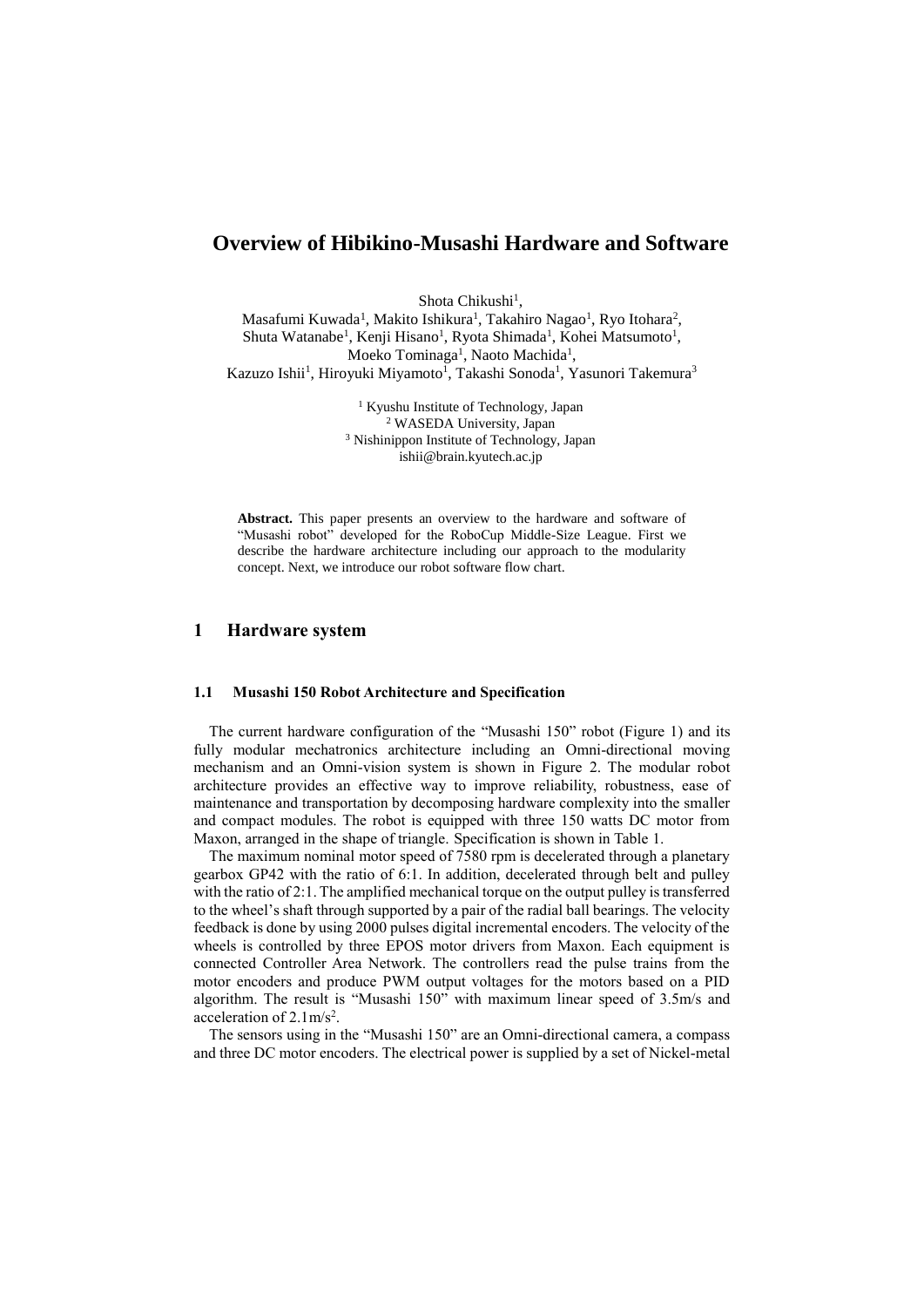# Overview of Hibikino-Musashi Hardware and Software

Shota Chikushi[1],
Masafumi Kuwada[1], Makito Ishikura[1], Takahiro Nagao[1], Ryo Itohara[2],
Shuta Watanabe[1], Kenji Hisano[1], Ryota Shimada[1], Kohei Matsumoto[1],
Moeko Tominaga[1], Naoto Machida[1],
Kazuzo Ishii[1], Hiroyuki Miyamoto[1], Takashi Sonoda[1], Yasunori Takemura[3]

[1] Kyushu Institute of Technology, Japan
[2] WASEDA University, Japan
[3] Nishinippon Institute of Technology, Japan
ishii@brain.kyutech.ac.jp

**Abstract.** This paper presents an overview to the hardware and software of "Musashi robot" developed for the RoboCup Middle-Size League. First we describe the hardware architecture including our approach to the modularity concept. Next, we introduce our robot software flow chart.

## 1 Hardware system

### 1.1 Musashi 150 Robot Architecture and Specification

The current hardware configuration of the "Musashi 150" robot (Figure 1) and its fully modular mechatronics architecture including an Omni-directional moving mechanism and an Omni-vision system is shown in Figure 2. The modular robot architecture provides an effective way to improve reliability, robustness, ease of maintenance and transportation by decomposing hardware complexity into the smaller and compact modules. The robot is equipped with three 150 watts DC motor from Maxon, arranged in the shape of triangle. Specification is shown in Table 1.

The maximum nominal motor speed of 7580 rpm is decelerated through a planetary gearbox GP42 with the ratio of 6:1. In addition, decelerated through belt and pulley with the ratio of 2:1. The amplified mechanical torque on the output pulley is transferred to the wheel's shaft through supported by a pair of the radial ball bearings. The velocity feedback is done by using 2000 pulses digital incremental encoders. The velocity of the wheels is controlled by three EPOS motor drivers from Maxon. Each equipment is connected Controller Area Network. The controllers read the pulse trains from the motor encoders and produce PWM output voltages for the motors based on a PID algorithm. The result is "Musashi 150" with maximum linear speed of 3.5m/s and acceleration of 2.1m/s$^2$.

The sensors using in the "Musashi 150" are an Omni-directional camera, a compass and three DC motor encoders. The electrical power is supplied by a set of Nickel-metal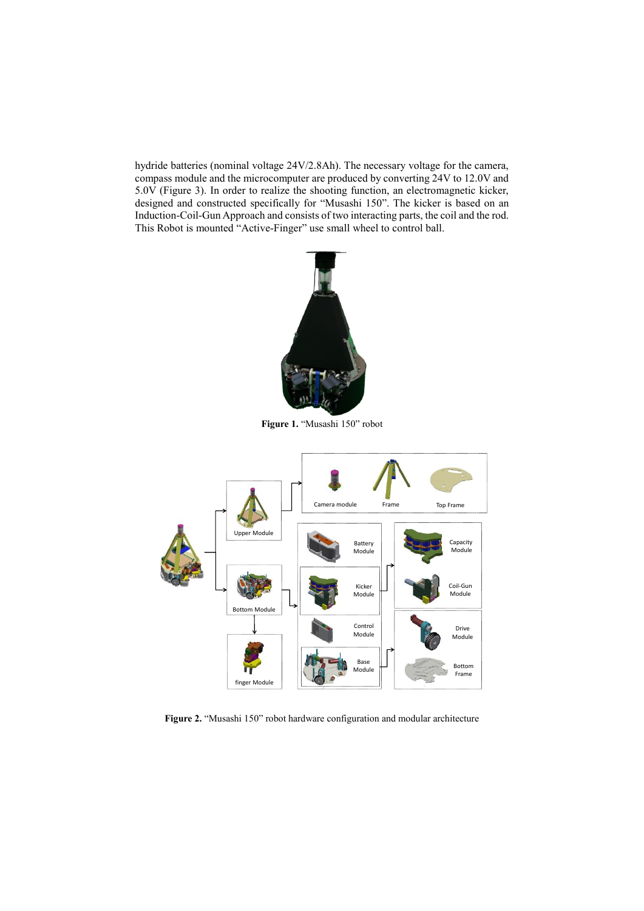hydride batteries (nominal voltage 24V/2.8Ah). The necessary voltage for the camera, compass module and the microcomputer are produced by converting 24V to 12.0V and 5.0V (Figure 3). In order to realize the shooting function, an electromagnetic kicker, designed and constructed specifically for "Musashi 150". The kicker is based on an Induction-Coil-Gun Approach and consists of two interacting parts, the coil and the rod. This Robot is mounted "Active-Finger" use small wheel to control ball.

**Figure 1.** "Musashi 150" robot

**Figure 2.** "Musashi 150" robot hardware configuration and modular architecture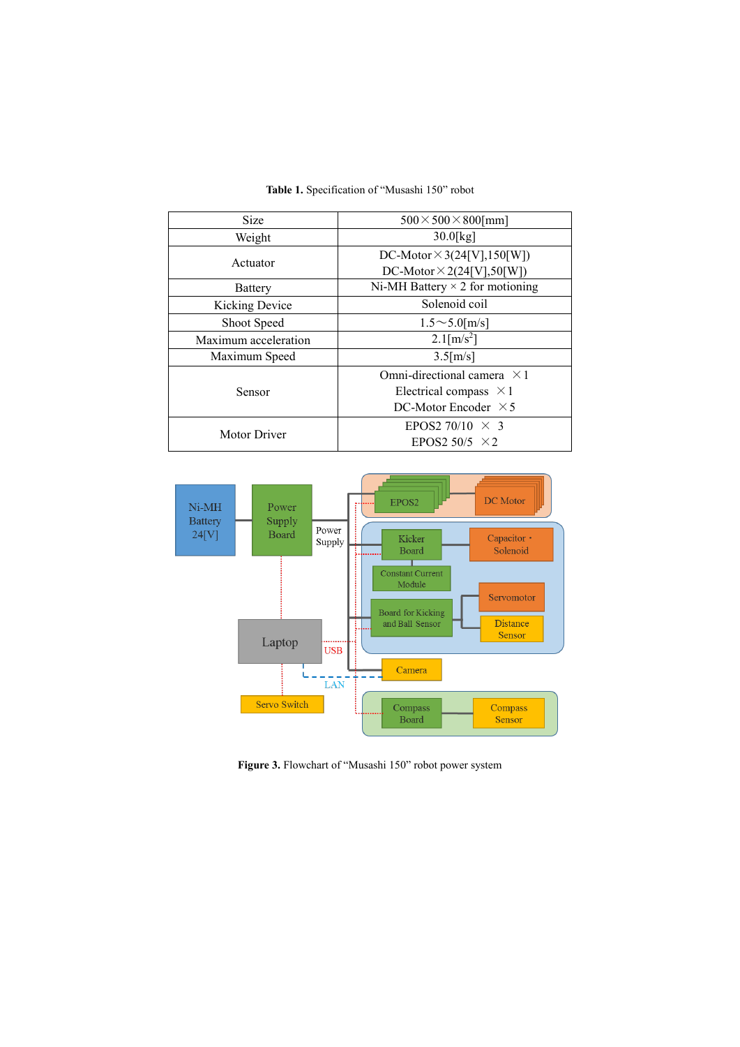**Table 1.** Specification of "Musashi 150" robot

| Size | 500×500×800[mm] |
|---|---|
| Weight | 30.0[kg] |
| Actuator | DC-Motor×3(24[V],150[W])<br>DC-Motor×2(24[V],50[W]) |
| Battery | Ni-MH Battery × 2 for motioning |
| Kicking Device | Solenoid coil |
| Shoot Speed | 1.5～5.0[m/s] |
| Maximum acceleration | 2.1[m/s$^2$] |
| Maximum Speed | 3.5[m/s] |
| Sensor | Omni-directional camera ×1<br>Electrical compass ×1<br>DC-Motor Encoder ×5 |
| Motor Driver | EPOS2 70/10 × 3<br>EPOS2 50/5 ×2 |

**Figure 3.** Flowchart of "Musashi 150" robot power system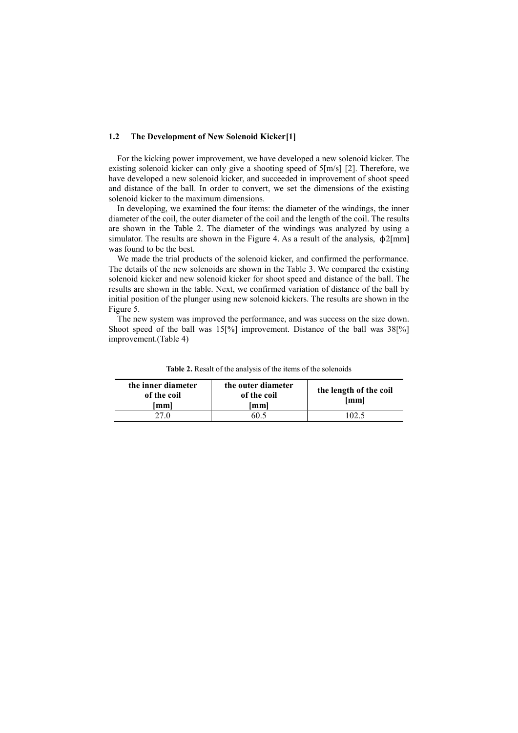### 1.2 The Development of New Solenoid Kicker[1]

For the kicking power improvement, we have developed a new solenoid kicker. The existing solenoid kicker can only give a shooting speed of 5[m/s] [2]. Therefore, we have developed a new solenoid kicker, and succeeded in improvement of shoot speed and distance of the ball. In order to convert, we set the dimensions of the existing solenoid kicker to the maximum dimensions.

In developing, we examined the four items: the diameter of the windings, the inner diameter of the coil, the outer diameter of the coil and the length of the coil. The results are shown in the Table 2. The diameter of the windings was analyzed by using a simulator. The results are shown in the Figure 4. As a result of the analysis, ϕ2[mm] was found to be the best.

We made the trial products of the solenoid kicker, and confirmed the performance. The details of the new solenoids are shown in the Table 3. We compared the existing solenoid kicker and new solenoid kicker for shoot speed and distance of the ball. The results are shown in the table. Next, we confirmed variation of distance of the ball by initial position of the plunger using new solenoid kickers. The results are shown in the Figure 5.

The new system was improved the performance, and was success on the size down. Shoot speed of the ball was 15[%] improvement. Distance of the ball was 38[%] improvement.(Table 4)

**Table 2.** Resalt of the analysis of the items of the solenoids

| the inner diameter of the coil [mm] | the outer diameter of the coil [mm] | the length of the coil [mm] |
|---|---|---|
| 27.0 | 60.5 | 102.5 |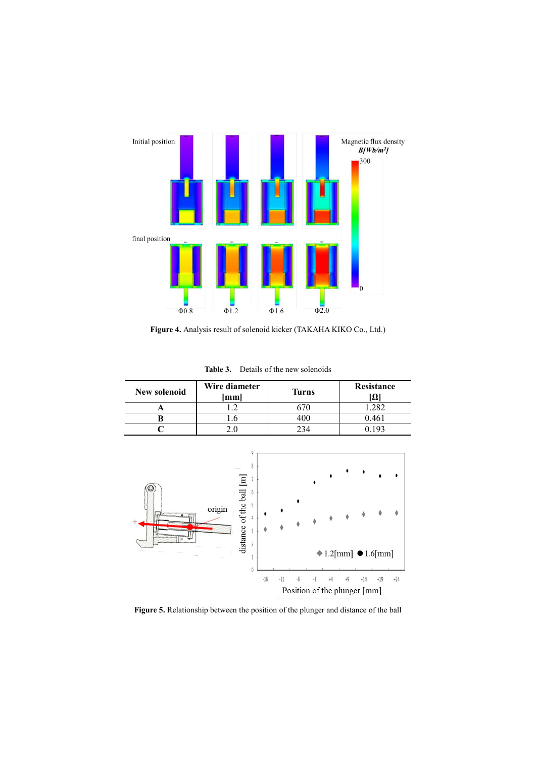**Figure 4.** Analysis result of solenoid kicker (TAKAHA KIKO Co., Ltd.)

**Table 3.** Details of the new solenoids

| New solenoid | Wire diameter [mm] | Turns | Resistance [Ω] |
|---|---|---|---|
| **A** | 1.2 | 670 | 1.282 |
| **B** | 1.6 | 400 | 0.461 |
| **C** | 2.0 | 234 | 0.193 |

**Figure 5.** Relationship between the position of the plunger and distance of the ball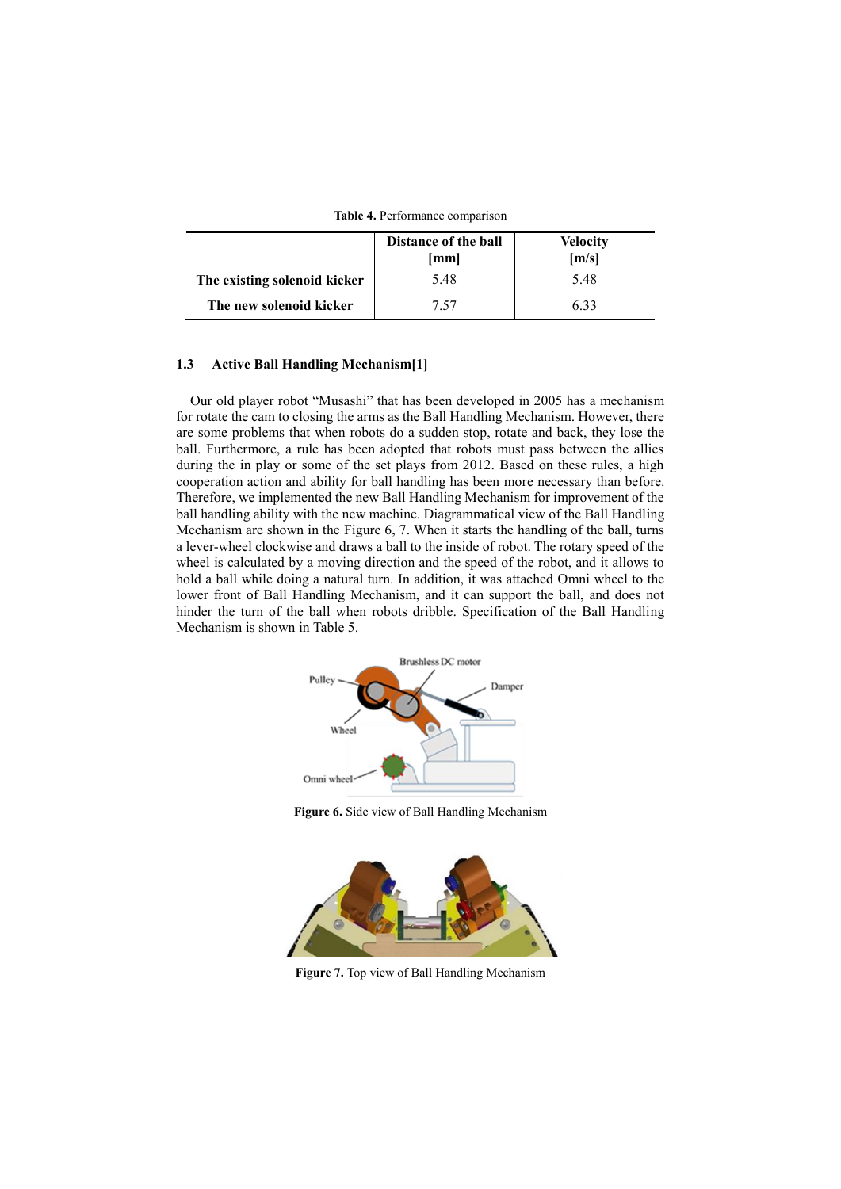**Table 4.** Performance comparison

| | Distance of the ball [mm] | Velocity [m/s] |
|---|---|---|
| **The existing solenoid kicker** | 5.48 | 5.48 |
| **The new solenoid kicker** | 7.57 | 6.33 |

### 1.3 Active Ball Handling Mechanism[1]

Our old player robot "Musashi" that has been developed in 2005 has a mechanism for rotate the cam to closing the arms as the Ball Handling Mechanism. However, there are some problems that when robots do a sudden stop, rotate and back, they lose the ball. Furthermore, a rule has been adopted that robots must pass between the allies during the in play or some of the set plays from 2012. Based on these rules, a high cooperation action and ability for ball handling has been more necessary than before. Therefore, we implemented the new Ball Handling Mechanism for improvement of the ball handling ability with the new machine. Diagrammatical view of the Ball Handling Mechanism are shown in the Figure 6, 7. When it starts the handling of the ball, turns a lever-wheel clockwise and draws a ball to the inside of robot. The rotary speed of the wheel is calculated by a moving direction and the speed of the robot, and it allows to hold a ball while doing a natural turn. In addition, it was attached Omni wheel to the lower front of Ball Handling Mechanism, and it can support the ball, and does not hinder the turn of the ball when robots dribble. Specification of the Ball Handling Mechanism is shown in Table 5.

**Figure 6.** Side view of Ball Handling Mechanism

**Figure 7.** Top view of Ball Handling Mechanism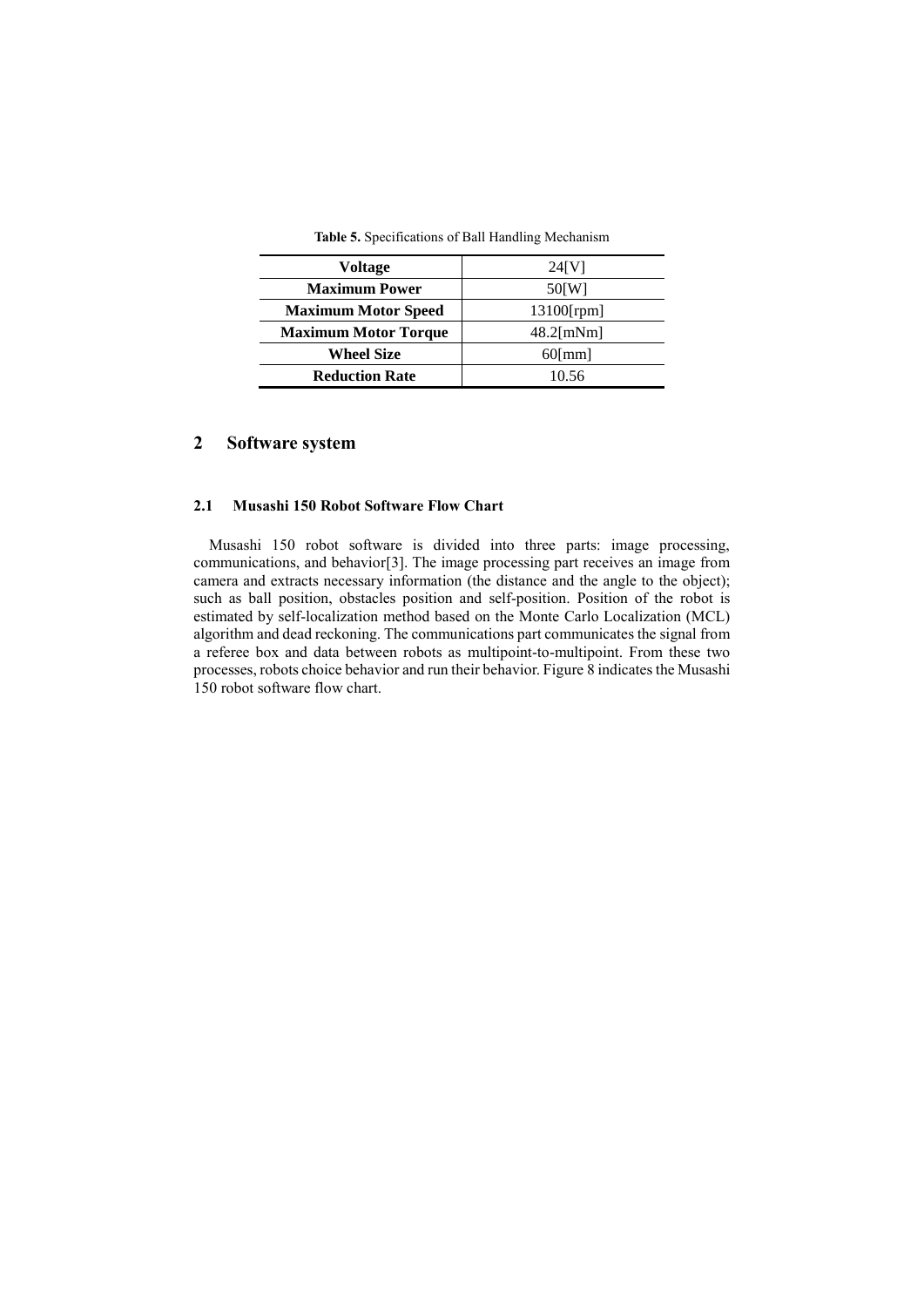**Table 5.** Specifications of Ball Handling Mechanism

| **Voltage** | 24[V] |
|---|---|
| **Maximum Power** | 50[W] |
| **Maximum Motor Speed** | 13100[rpm] |
| **Maximum Motor Torque** | 48.2[mNm] |
| **Wheel Size** | 60[mm] |
| **Reduction Rate** | 10.56 |

# 2 Software system

## 2.1 Musashi 150 Robot Software Flow Chart

Musashi 150 robot software is divided into three parts: image processing, communications, and behavior[3]. The image processing part receives an image from camera and extracts necessary information (the distance and the angle to the object); such as ball position, obstacles position and self-position. Position of the robot is estimated by self-localization method based on the Monte Carlo Localization (MCL) algorithm and dead reckoning. The communications part communicates the signal from a referee box and data between robots as multipoint-to-multipoint. From these two processes, robots choice behavior and run their behavior. Figure 8 indicates the Musashi 150 robot software flow chart.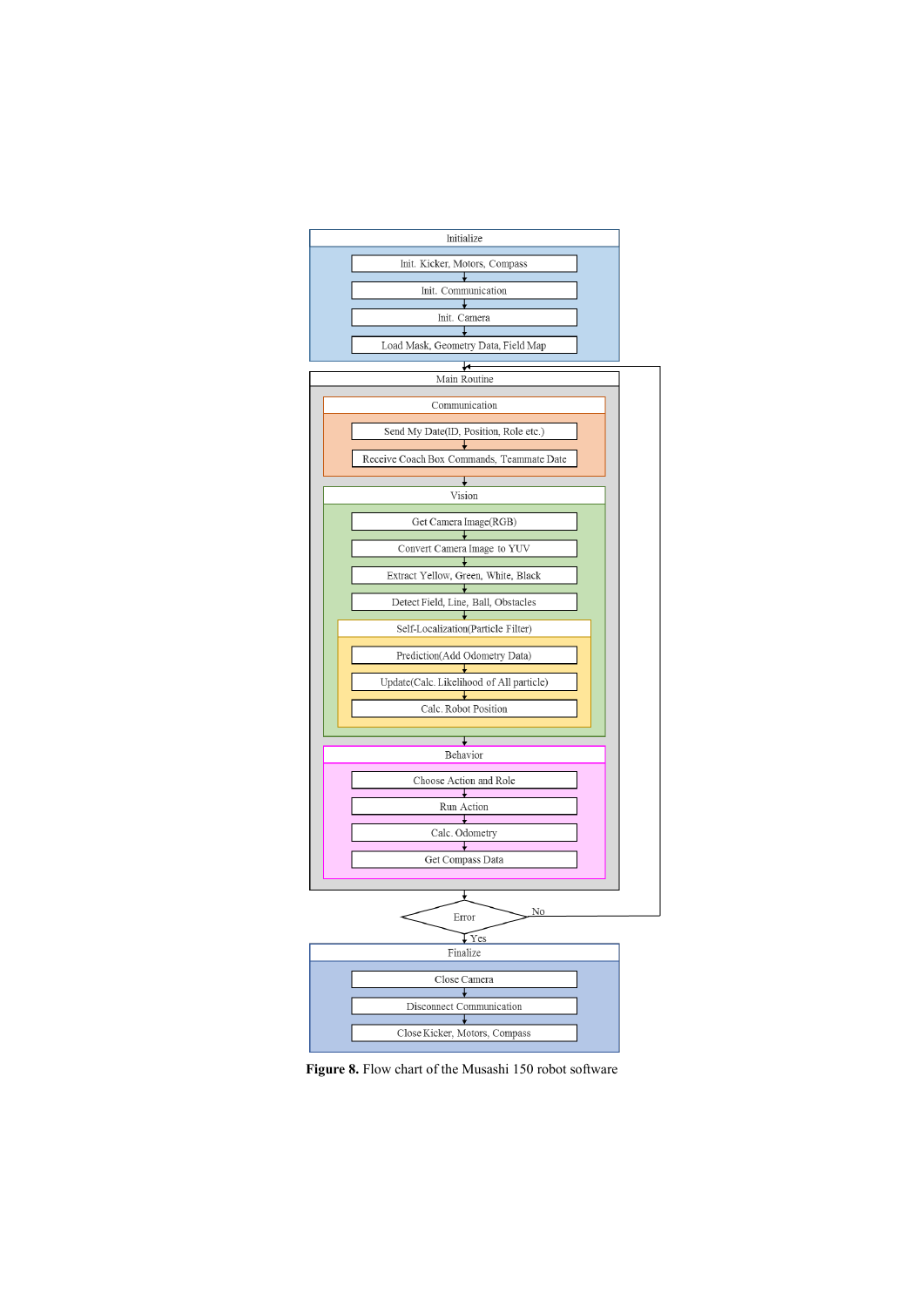**Initialize**

- Init. Kicker, Motors, Compass
- Init. Communication
- Init. Camera
- Load Mask, Geometry Data, Field Map

**Main Routine**

- **Communication**
  - Send My Date(ID, Position, Role etc.)
  - Receive Coach Box Commands, Teammate Date
- **Vision**
  - Get Camera Image(RGB)
  - Convert Camera Image to YUV
  - Extract Yellow, Green, White, Black
  - Detect Field, Line, Ball, Obstacles
  - **Self-Localization(Particle Filter)**
    - Prediction(Add Odometry Data)
    - Update(Calc. Likelihood of All particle)
    - Calc. Robot Position
- **Behavior**
  - Choose Action and Role
  - Run Action
  - Calc. Odometry
  - Get Compass Data

**Error** — No: return to Main Routine; Yes: proceed to Finalize

**Finalize**

- Close Camera
- Disconnect Communication
- Close Kicker, Motors, Compass

**Figure 8.** Flow chart of the Musashi 150 robot software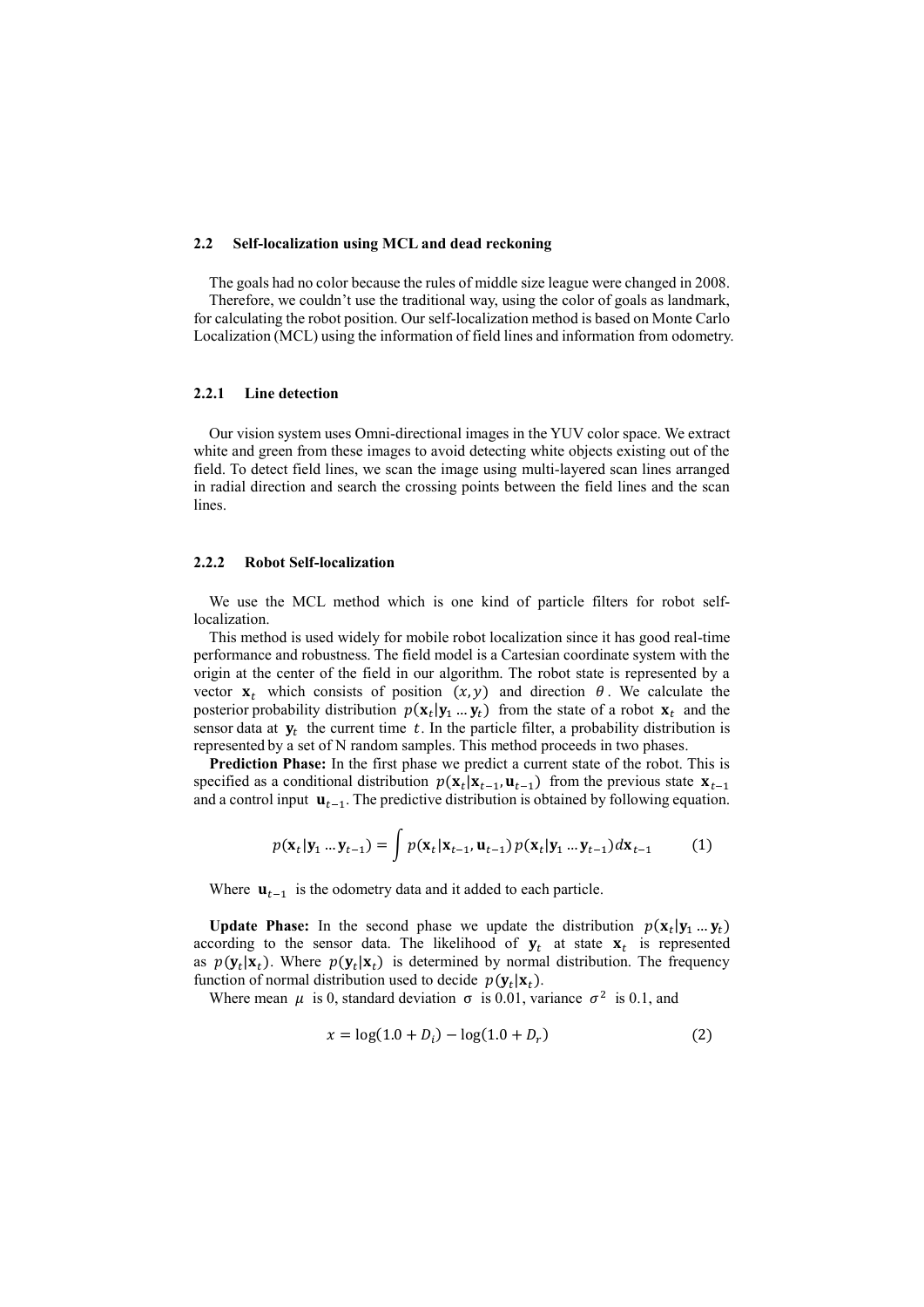### 2.2 Self-localization using MCL and dead reckoning

The goals had no color because the rules of middle size league were changed in 2008. Therefore, we couldn't use the traditional way, using the color of goals as landmark, for calculating the robot position. Our self-localization method is based on Monte Carlo Localization (MCL) using the information of field lines and information from odometry.

#### 2.2.1 Line detection

Our vision system uses Omni-directional images in the YUV color space. We extract white and green from these images to avoid detecting white objects existing out of the field. To detect field lines, we scan the image using multi-layered scan lines arranged in radial direction and search the crossing points between the field lines and the scan lines.

#### 2.2.2 Robot Self-localization

We use the MCL method which is one kind of particle filters for robot self-localization.

This method is used widely for mobile robot localization since it has good real-time performance and robustness. The field model is a Cartesian coordinate system with the origin at the center of the field in our algorithm. The robot state is represented by a vector $\mathbf{x}_t$ which consists of position $(x, y)$ and direction $\theta$. We calculate the posterior probability distribution $p(\mathbf{x}_t|\mathbf{y}_1 \dots \mathbf{y}_t)$ from the state of a robot $\mathbf{x}_t$ and the sensor data at $\mathbf{y}_t$ the current time $t$. In the particle filter, a probability distribution is represented by a set of N random samples. This method proceeds in two phases.

**Prediction Phase:** In the first phase we predict a current state of the robot. This is specified as a conditional distribution $p(\mathbf{x}_t|\mathbf{x}_{t-1}, \mathbf{u}_{t-1})$ from the previous state $\mathbf{x}_{t-1}$ and a control input $\mathbf{u}_{t-1}$. The predictive distribution is obtained by following equation.

$$p(\mathbf{x}_t|\mathbf{y}_1 \dots \mathbf{y}_{t-1}) = \int p(\mathbf{x}_t|\mathbf{x}_{t-1}, \mathbf{u}_{t-1})\, p(\mathbf{x}_t|\mathbf{y}_1 \dots \mathbf{y}_{t-1}) d\mathbf{x}_{t-1} \qquad (1)$$

Where $\mathbf{u}_{t-1}$ is the odometry data and it added to each particle.

**Update Phase:** In the second phase we update the distribution $p(\mathbf{x}_t|\mathbf{y}_1 \dots \mathbf{y}_t)$ according to the sensor data. The likelihood of $\mathbf{y}_t$ at state $\mathbf{x}_t$ is represented as $p(\mathbf{y}_t|\mathbf{x}_t)$. Where $p(\mathbf{y}_t|\mathbf{x}_t)$ is determined by normal distribution. The frequency function of normal distribution used to decide $p(\mathbf{y}_t|\mathbf{x}_t)$.

Where mean $\mu$ is 0, standard deviation $\sigma$ is 0.01, variance $\sigma^2$ is 0.1, and

$$x = \log(1.0 + D_i) - \log(1.0 + D_r) \qquad (2)$$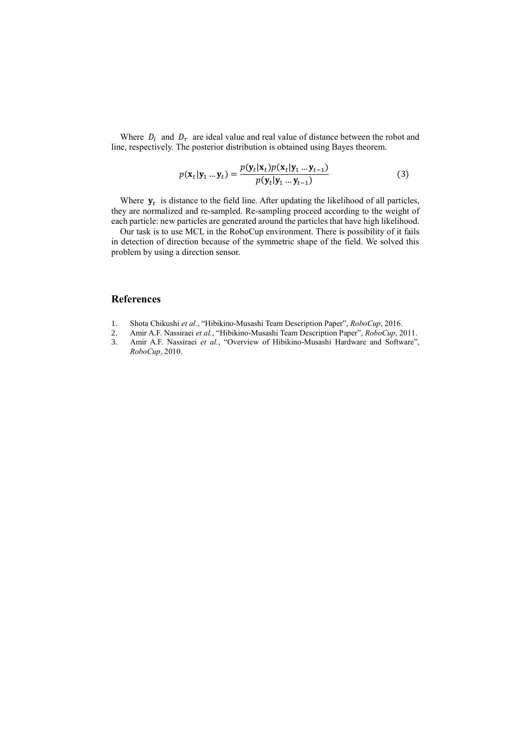Where $D_i$ and $D_r$ are ideal value and real value of distance between the robot and line, respectively. The posterior distribution is obtained using Bayes theorem.

$$p(\mathbf{x}_t|\mathbf{y}_1 \dots \mathbf{y}_t) = \frac{p(\mathbf{y}_t|\mathbf{x}_t)p(\mathbf{x}_t|\mathbf{y}_1 \dots \mathbf{y}_{t-1})}{p(\mathbf{y}_t|\mathbf{y}_1 \dots \mathbf{y}_{t-1})} \tag{3}$$

Where $\mathbf{y}_t$ is distance to the field line. After updating the likelihood of all particles, they are normalized and re-sampled. Re-sampling proceed according to the weight of each particle: new particles are generated around the particles that have high likelihood.

Our task is to use MCL in the RoboCup environment. There is possibility of it fails in detection of direction because of the symmetric shape of the field. We solved this problem by using a direction sensor.

## References

1. Shota Chikushi *et al.*, "Hibikino-Musashi Team Description Paper", *RoboCup*, 2016.
2. Amir A.F. Nassiraei *et al.*, "Hibikino-Musashi Team Description Paper", *RoboCup*, 2011.
3. Amir A.F. Nassiraei *et al.*, "Overview of Hibikino-Musashi Hardware and Software", *RoboCup*, 2010.